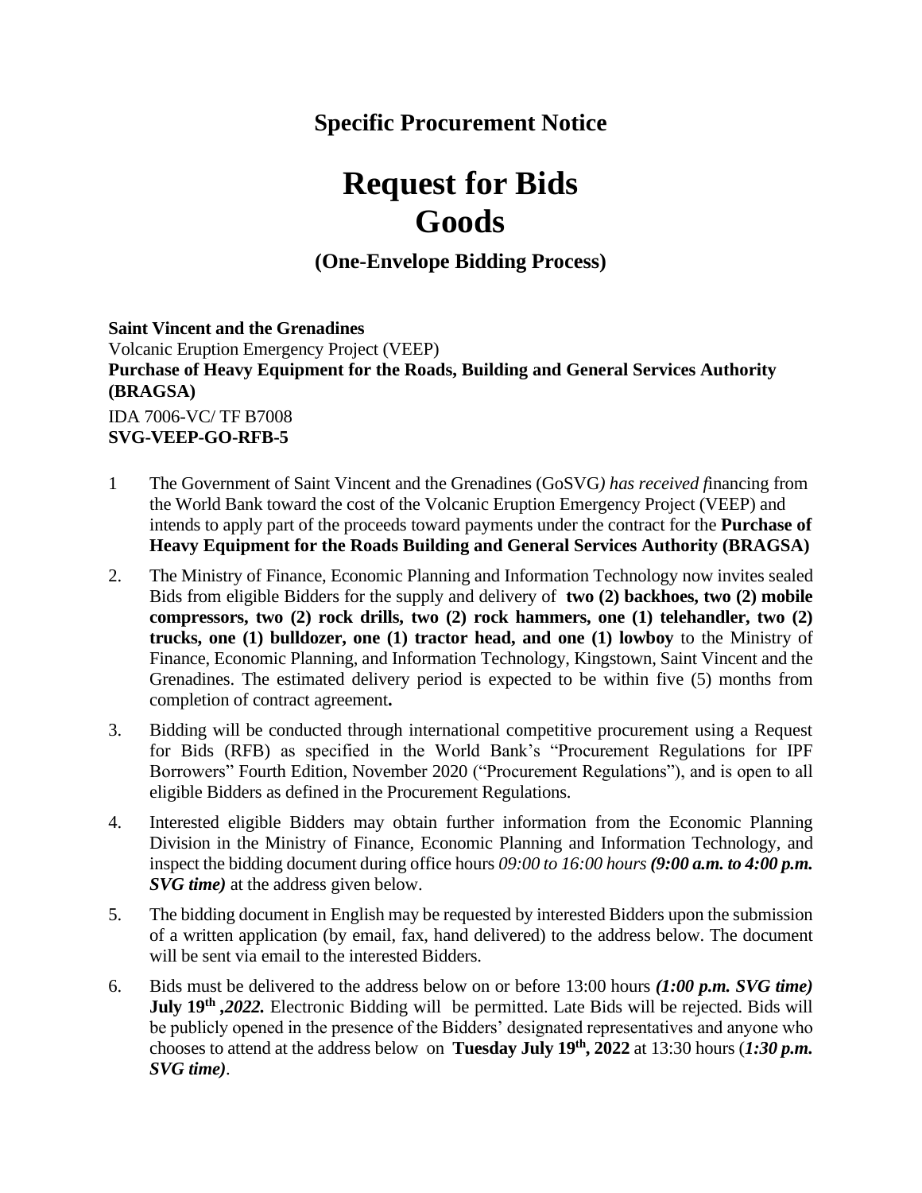## Specific Procurement Notice

# Request for Bids
# Goods

### (One-Envelope Bidding Process)

**Saint Vincent and the Grenadines**
Volcanic Eruption Emergency Project (VEEP)
**Purchase of Heavy Equipment for the Roads, Building and General Services Authority (BRAGSA)**
IDA 7006-VC/ TF B7008
**SVG-VEEP-GO-RFB-5**

1 The Government of Saint Vincent and the Grenadines (GoSVG*) has received f*inancing from the World Bank toward the cost of the Volcanic Eruption Emergency Project (VEEP) and intends to apply part of the proceeds toward payments under the contract for the **Purchase of Heavy Equipment for the Roads Building and General Services Authority (BRAGSA)**

2. The Ministry of Finance, Economic Planning and Information Technology now invites sealed Bids from eligible Bidders for the supply and delivery of **two (2) backhoes, two (2) mobile compressors, two (2) rock drills, two (2) rock hammers, one (1) telehandler, two (2) trucks, one (1) bulldozer, one (1) tractor head, and one (1) lowboy** to the Ministry of Finance, Economic Planning, and Information Technology, Kingstown, Saint Vincent and the Grenadines. The estimated delivery period is expected to be within five (5) months from completion of contract agreement**.**

3. Bidding will be conducted through international competitive procurement using a Request for Bids (RFB) as specified in the World Bank's "Procurement Regulations for IPF Borrowers" Fourth Edition, November 2020 ("Procurement Regulations"), and is open to all eligible Bidders as defined in the Procurement Regulations.

4. Interested eligible Bidders may obtain further information from the Economic Planning Division in the Ministry of Finance, Economic Planning and Information Technology, and inspect the bidding document during office hours *09:00 to 16:00 hours **(9:00 a.m. to 4:00 p.m. SVG time)*** at the address given below.

5. The bidding document in English may be requested by interested Bidders upon the submission of a written application (by email, fax, hand delivered) to the address below. The document will be sent via email to the interested Bidders.

6. Bids must be delivered to the address below on or before 13:00 hours ***(1:00 p.m. SVG time)*** **July 19th *,2022.*** Electronic Bidding will be permitted. Late Bids will be rejected. Bids will be publicly opened in the presence of the Bidders' designated representatives and anyone who chooses to attend at the address below on **Tuesday July 19th, 2022** at 13:30 hours (***1:30 p.m. SVG time)***.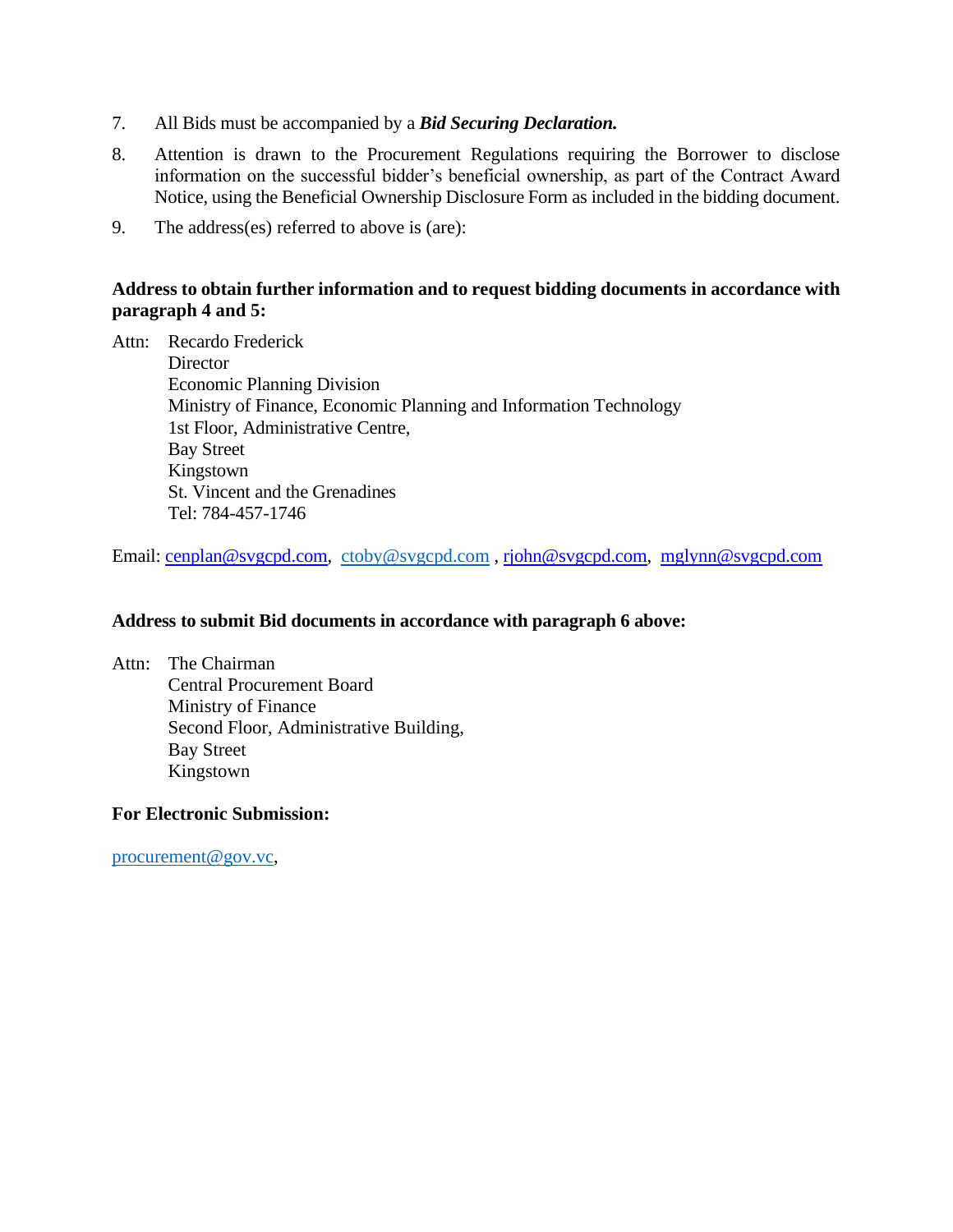7. All Bids must be accompanied by a ***Bid Securing Declaration.***

8. Attention is drawn to the Procurement Regulations requiring the Borrower to disclose information on the successful bidder's beneficial ownership, as part of the Contract Award Notice, using the Beneficial Ownership Disclosure Form as included in the bidding document.

9. The address(es) referred to above is (are):

**Address to obtain further information and to request bidding documents in accordance with paragraph 4 and 5:**

Attn: Recardo Frederick
Director
Economic Planning Division
Ministry of Finance, Economic Planning and Information Technology
1st Floor, Administrative Centre,
Bay Street
Kingstown
St. Vincent and the Grenadines
Tel: 784-457-1746

Email: cenplan@svgcpd.com, ctoby@svgcpd.com , rjohn@svgcpd.com, mglynn@svgcpd.com

**Address to submit Bid documents in accordance with paragraph 6 above:**

Attn: The Chairman
Central Procurement Board
Ministry of Finance
Second Floor, Administrative Building,
Bay Street
Kingstown

**For Electronic Submission:**

procurement@gov.vc,